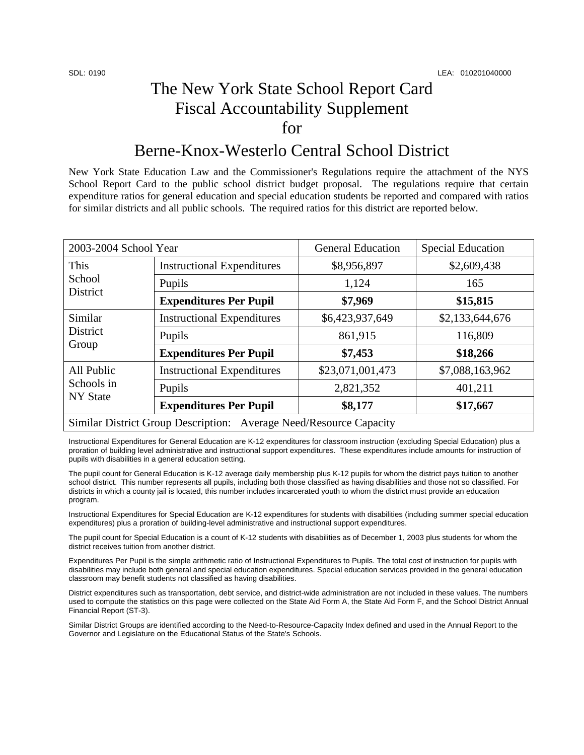SDL: 0190 LEA: 010201040000

# The New York State School Report Card Fiscal Accountability Supplement for

# Berne-Knox-Westerlo Central School District

New York State Education Law and the Commissioner's Regulations require the attachment of the NYS School Report Card to the public school district budget proposal. The regulations require that certain expenditure ratios for general education and special education students be reported and compared with ratios for similar districts and all public schools. The required ratios for this district are reported below.

| 2003-2004 School Year | | General Education | Special Education |
|---|---|---|---|
| This School District | Instructional Expenditures | $8,956,897 | $2,609,438 |
| | Pupils | 1,124 | 165 |
| | **Expenditures Per Pupil** | **$7,969** | **$15,815** |
| Similar District Group | Instructional Expenditures | $6,423,937,649 | $2,133,644,676 |
| | Pupils | 861,915 | 116,809 |
| | **Expenditures Per Pupil** | **$7,453** | **$18,266** |
| All Public Schools in NY State | Instructional Expenditures | $23,071,001,473 | $7,088,163,962 |
| | Pupils | 2,821,352 | 401,211 |
| | **Expenditures Per Pupil** | **$8,177** | **$17,667** |
| Similar District Group Description: Average Need/Resource Capacity | | | |

Instructional Expenditures for General Education are K-12 expenditures for classroom instruction (excluding Special Education) plus a proration of building level administrative and instructional support expenditures. These expenditures include amounts for instruction of pupils with disabilities in a general education setting.

The pupil count for General Education is K-12 average daily membership plus K-12 pupils for whom the district pays tuition to another school district. This number represents all pupils, including both those classified as having disabilities and those not so classified. For districts in which a county jail is located, this number includes incarcerated youth to whom the district must provide an education program.

Instructional Expenditures for Special Education are K-12 expenditures for students with disabilities (including summer special education expenditures) plus a proration of building-level administrative and instructional support expenditures.

The pupil count for Special Education is a count of K-12 students with disabilities as of December 1, 2003 plus students for whom the district receives tuition from another district.

Expenditures Per Pupil is the simple arithmetic ratio of Instructional Expenditures to Pupils. The total cost of instruction for pupils with disabilities may include both general and special education expenditures. Special education services provided in the general education classroom may benefit students not classified as having disabilities.

District expenditures such as transportation, debt service, and district-wide administration are not included in these values. The numbers used to compute the statistics on this page were collected on the State Aid Form A, the State Aid Form F, and the School District Annual Financial Report (ST-3).

Similar District Groups are identified according to the Need-to-Resource-Capacity Index defined and used in the Annual Report to the Governor and Legislature on the Educational Status of the State's Schools.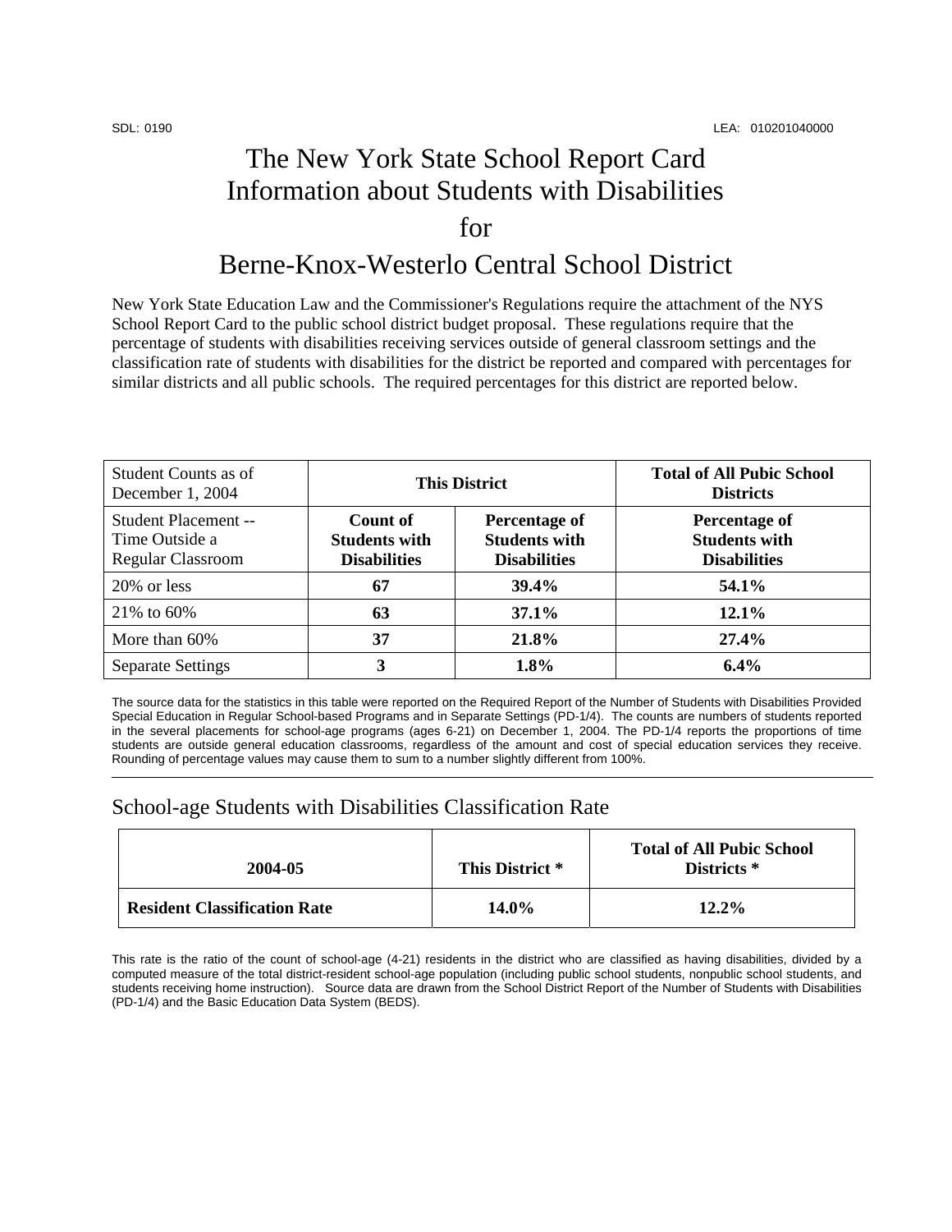SDL: 0190 LEA: 010201040000

# The New York State School Report Card Information about Students with Disabilities for Berne-Knox-Westerlo Central School District

New York State Education Law and the Commissioner's Regulations require the attachment of the NYS School Report Card to the public school district budget proposal. These regulations require that the percentage of students with disabilities receiving services outside of general classroom settings and the classification rate of students with disabilities for the district be reported and compared with percentages for similar districts and all public schools. The required percentages for this district are reported below.

| Student Counts as of December 1, 2004 | **This District** | | **Total of All Pubic School Districts** |
|---|---|---|---|
| Student Placement -- Time Outside a Regular Classroom | **Count of Students with Disabilities** | **Percentage of Students with Disabilities** | **Percentage of Students with Disabilities** |
| 20% or less | **67** | **39.4%** | **54.1%** |
| 21% to 60% | **63** | **37.1%** | **12.1%** |
| More than 60% | **37** | **21.8%** | **27.4%** |
| Separate Settings | **3** | **1.8%** | **6.4%** |

The source data for the statistics in this table were reported on the Required Report of the Number of Students with Disabilities Provided Special Education in Regular School-based Programs and in Separate Settings (PD-1/4). The counts are numbers of students reported in the several placements for school-age programs (ages 6-21) on December 1, 2004. The PD-1/4 reports the proportions of time students are outside general education classrooms, regardless of the amount and cost of special education services they receive. Rounding of percentage values may cause them to sum to a number slightly different from 100%.

## School-age Students with Disabilities Classification Rate

| **2004-05** | **This District *** | **Total of All Pubic School Districts *** |
|---|---|---|
| **Resident Classification Rate** | **14.0%** | **12.2%** |

This rate is the ratio of the count of school-age (4-21) residents in the district who are classified as having disabilities, divided by a computed measure of the total district-resident school-age population (including public school students, nonpublic school students, and students receiving home instruction). Source data are drawn from the School District Report of the Number of Students with Disabilities (PD-1/4) and the Basic Education Data System (BEDS).